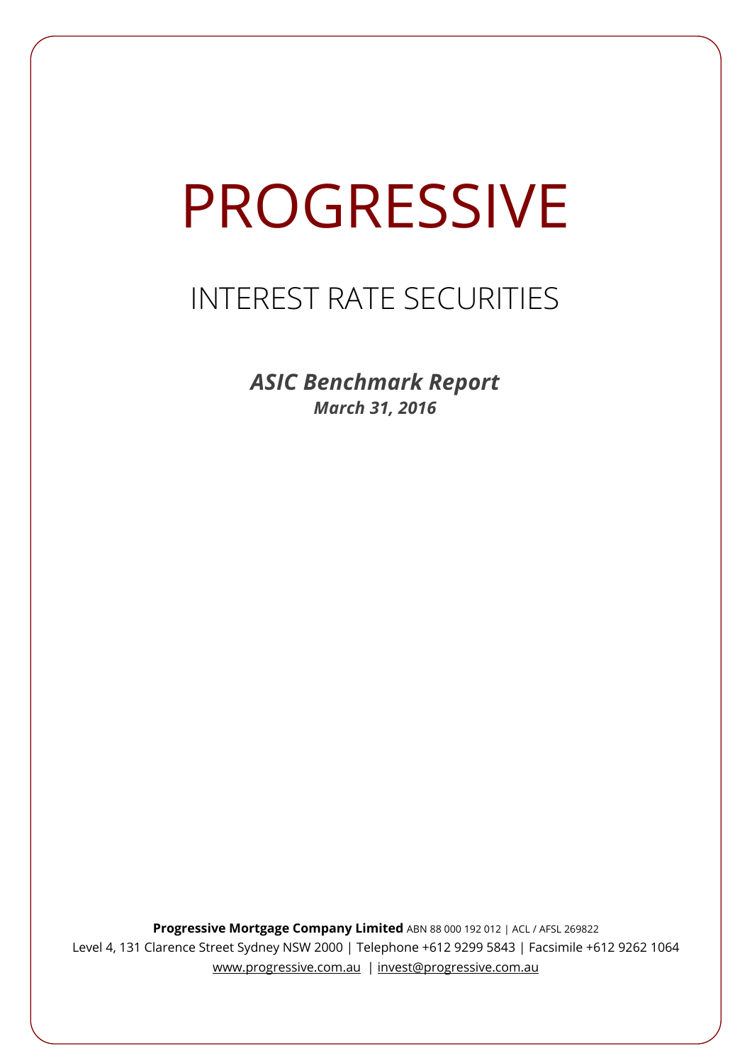# PROGRESSIVE

## INTEREST RATE SECURITIES

***ASIC Benchmark Report***

***March 31, 2016***

**Progressive Mortgage Company Limited** ABN 88 000 192 012 | ACL / AFSL 269822

Level 4, 131 Clarence Street Sydney NSW 2000 | Telephone +612 9299 5843 | Facsimile +612 9262 1064

www.progressive.com.au | invest@progressive.com.au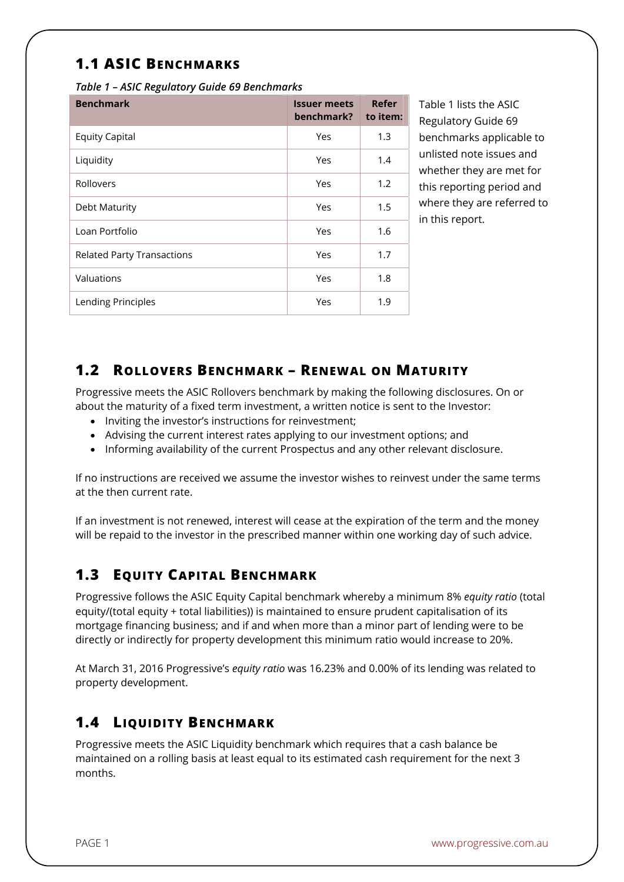## 1.1 ASIC Benchmarks

*Table 1 – ASIC Regulatory Guide 69 Benchmarks*

| Benchmark | Issuer meets benchmark? | Refer to item: |
|---|---|---|
| Equity Capital | Yes | 1.3 |
| Liquidity | Yes | 1.4 |
| Rollovers | Yes | 1.2 |
| Debt Maturity | Yes | 1.5 |
| Loan Portfolio | Yes | 1.6 |
| Related Party Transactions | Yes | 1.7 |
| Valuations | Yes | 1.8 |
| Lending Principles | Yes | 1.9 |

Table 1 lists the ASIC Regulatory Guide 69 benchmarks applicable to unlisted note issues and whether they are met for this reporting period and where they are referred to in this report.

## 1.2 Rollovers Benchmark – Renewal on Maturity

Progressive meets the ASIC Rollovers benchmark by making the following disclosures. On or about the maturity of a fixed term investment, a written notice is sent to the Investor:

- Inviting the investor's instructions for reinvestment;
- Advising the current interest rates applying to our investment options; and
- Informing availability of the current Prospectus and any other relevant disclosure.

If no instructions are received we assume the investor wishes to reinvest under the same terms at the then current rate.

If an investment is not renewed, interest will cease at the expiration of the term and the money will be repaid to the investor in the prescribed manner within one working day of such advice.

## 1.3 Equity Capital Benchmark

Progressive follows the ASIC Equity Capital benchmark whereby a minimum 8% *equity ratio* (total equity/(total equity + total liabilities)) is maintained to ensure prudent capitalisation of its mortgage financing business; and if and when more than a minor part of lending were to be directly or indirectly for property development this minimum ratio would increase to 20%.

At March 31, 2016 Progressive's *equity ratio* was 16.23% and 0.00% of its lending was related to property development.

## 1.4 Liquidity Benchmark

Progressive meets the ASIC Liquidity benchmark which requires that a cash balance be maintained on a rolling basis at least equal to its estimated cash requirement for the next 3 months.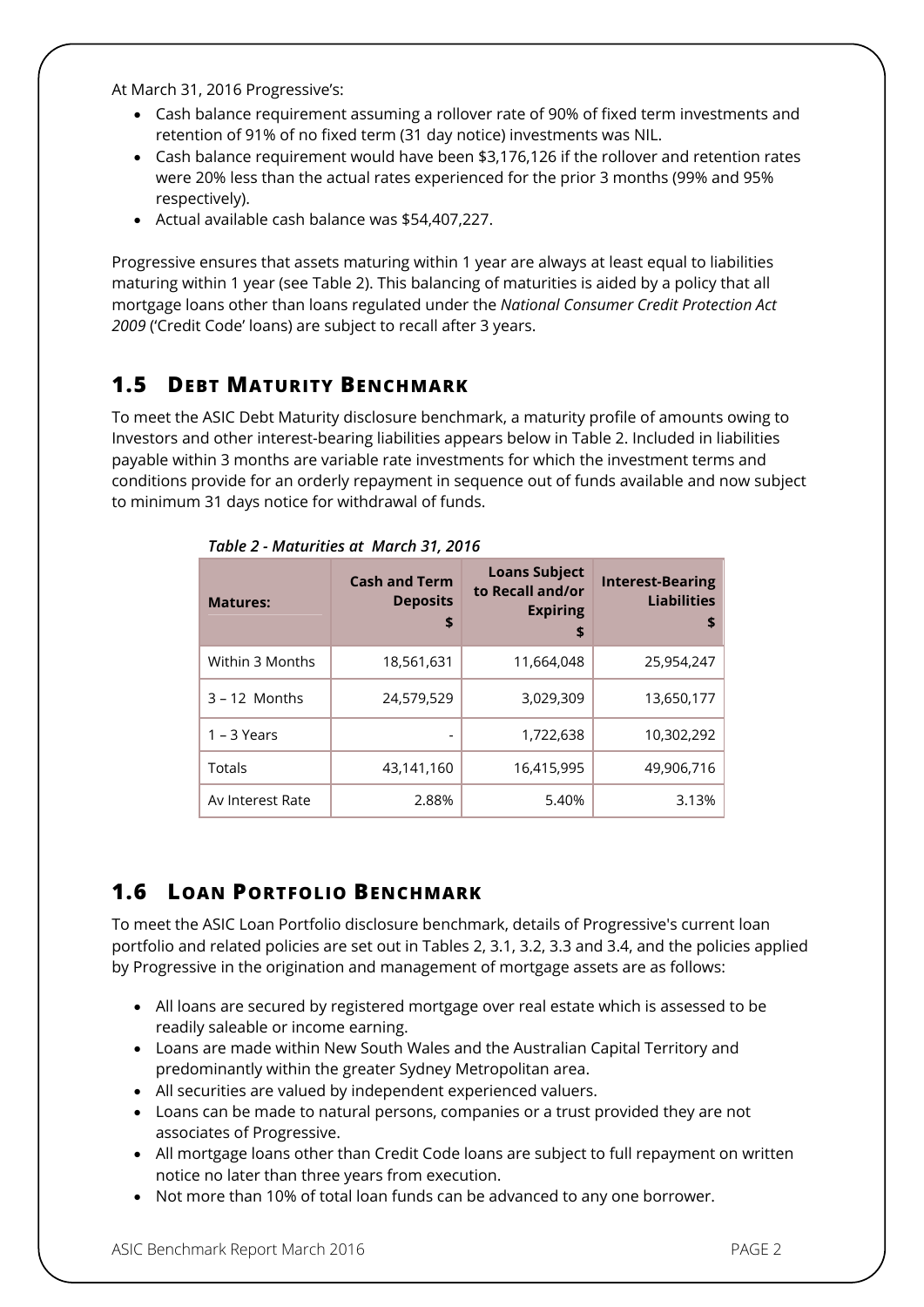At March 31, 2016 Progressive's:

- Cash balance requirement assuming a rollover rate of 90% of fixed term investments and retention of 91% of no fixed term (31 day notice) investments was NIL.
- Cash balance requirement would have been $3,176,126 if the rollover and retention rates were 20% less than the actual rates experienced for the prior 3 months (99% and 95% respectively).
- Actual available cash balance was $54,407,227.

Progressive ensures that assets maturing within 1 year are always at least equal to liabilities maturing within 1 year (see Table 2). This balancing of maturities is aided by a policy that all mortgage loans other than loans regulated under the *National Consumer Credit Protection Act 2009* ('Credit Code' loans) are subject to recall after 3 years.

## 1.5 Debt Maturity Benchmark

To meet the ASIC Debt Maturity disclosure benchmark, a maturity profile of amounts owing to Investors and other interest-bearing liabilities appears below in Table 2. Included in liabilities payable within 3 months are variable rate investments for which the investment terms and conditions provide for an orderly repayment in sequence out of funds available and now subject to minimum 31 days notice for withdrawal of funds.

*Table 2 - Maturities at March 31, 2016*

| Matures: | Cash and Term Deposits $ | Loans Subject to Recall and/or Expiring $ | Interest-Bearing Liabilities $ |
|---|---|---|---|
| Within 3 Months | 18,561,631 | 11,664,048 | 25,954,247 |
| 3 – 12 Months | 24,579,529 | 3,029,309 | 13,650,177 |
| 1 – 3 Years | - | 1,722,638 | 10,302,292 |
| Totals | 43,141,160 | 16,415,995 | 49,906,716 |
| Av Interest Rate | 2.88% | 5.40% | 3.13% |

## 1.6 Loan Portfolio Benchmark

To meet the ASIC Loan Portfolio disclosure benchmark, details of Progressive's current loan portfolio and related policies are set out in Tables 2, 3.1, 3.2, 3.3 and 3.4, and the policies applied by Progressive in the origination and management of mortgage assets are as follows:

- All loans are secured by registered mortgage over real estate which is assessed to be readily saleable or income earning.
- Loans are made within New South Wales and the Australian Capital Territory and predominantly within the greater Sydney Metropolitan area.
- All securities are valued by independent experienced valuers.
- Loans can be made to natural persons, companies or a trust provided they are not associates of Progressive.
- All mortgage loans other than Credit Code loans are subject to full repayment on written notice no later than three years from execution.
- Not more than 10% of total loan funds can be advanced to any one borrower.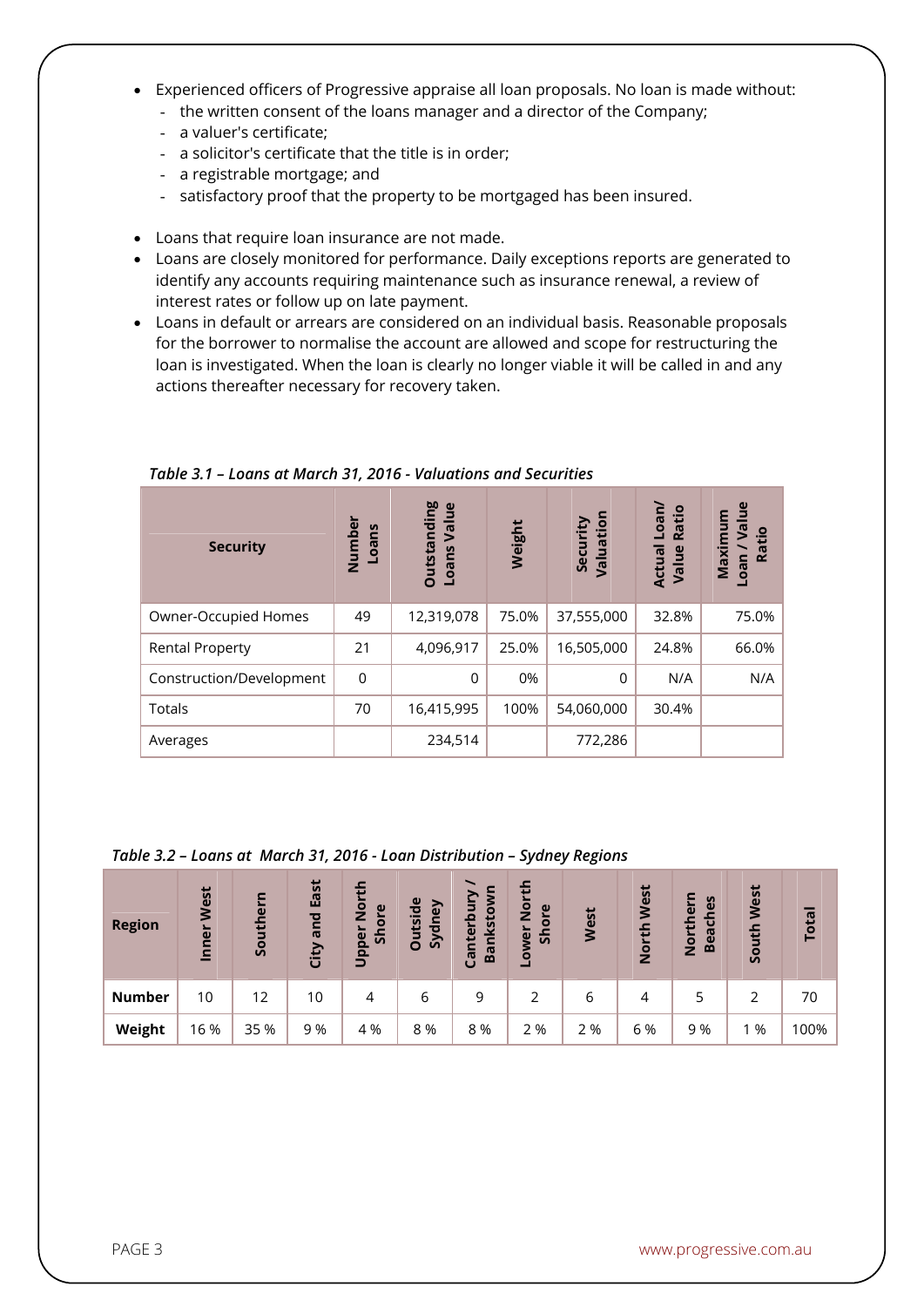- Experienced officers of Progressive appraise all loan proposals. No loan is made without:
  - the written consent of the loans manager and a director of the Company;
  - a valuer's certificate;
  - a solicitor's certificate that the title is in order;
  - a registrable mortgage; and
  - satisfactory proof that the property to be mortgaged has been insured.

- Loans that require loan insurance are not made.
- Loans are closely monitored for performance. Daily exceptions reports are generated to identify any accounts requiring maintenance such as insurance renewal, a review of interest rates or follow up on late payment.
- Loans in default or arrears are considered on an individual basis. Reasonable proposals for the borrower to normalise the account are allowed and scope for restructuring the loan is investigated. When the loan is clearly no longer viable it will be called in and any actions thereafter necessary for recovery taken.

*Table 3.1 – Loans at March 31, 2016 - Valuations and Securities*

| Security | Number Loans | Outstanding Loans Value | Weight | Security Valuation | Actual Loan/ Value Ratio | Maximum Loan / Value Ratio |
|---|---|---|---|---|---|---|
| Owner-Occupied Homes | 49 | 12,319,078 | 75.0% | 37,555,000 | 32.8% | 75.0% |
| Rental Property | 21 | 4,096,917 | 25.0% | 16,505,000 | 24.8% | 66.0% |
| Construction/Development | 0 | 0 | 0% | 0 | N/A | N/A |
| Totals | 70 | 16,415,995 | 100% | 54,060,000 | 30.4% | |
| Averages | | 234,514 | | 772,286 | | |

*Table 3.2 – Loans at March 31, 2016 - Loan Distribution – Sydney Regions*

| Region | Inner West | Southern | City and East | Upper North Shore | Outside Sydney | Canterbury / Bankstown | Lower North Shore | West | North West | Northern Beaches | South West | Total |
|---|---|---|---|---|---|---|---|---|---|---|---|---|
| **Number** | 10 | 12 | 10 | 4 | 6 | 9 | 2 | 6 | 4 | 5 | 2 | 70 |
| **Weight** | 16 % | 35 % | 9 % | 4 % | 8 % | 8 % | 2 % | 2 % | 6 % | 9 % | 1 % | 100% |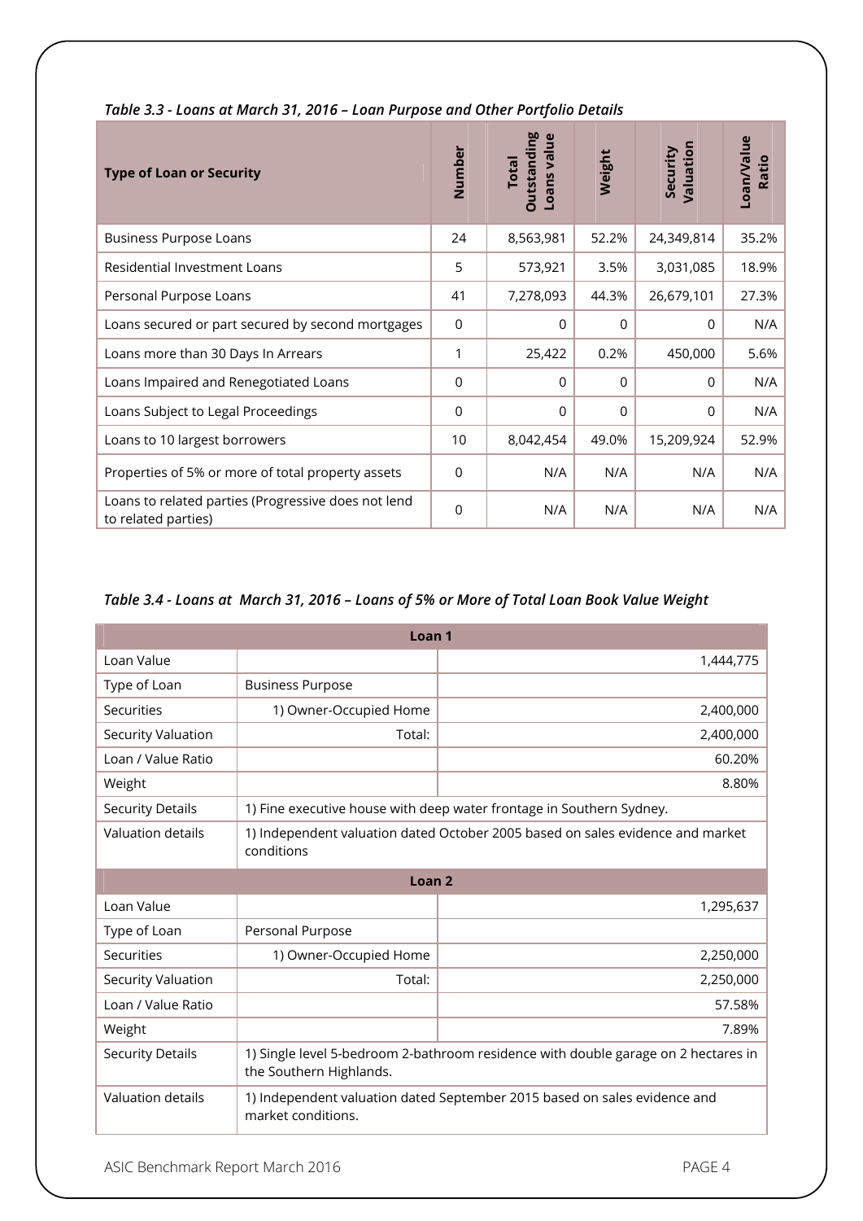*Table 3.3 - Loans at March 31, 2016 – Loan Purpose and Other Portfolio Details*

| Type of Loan or Security | Number | Total Outstanding Loans value | Weight | Security Valuation | Loan/Value Ratio |
|---|---|---|---|---|---|
| Business Purpose Loans | 24 | 8,563,981 | 52.2% | 24,349,814 | 35.2% |
| Residential Investment Loans | 5 | 573,921 | 3.5% | 3,031,085 | 18.9% |
| Personal Purpose Loans | 41 | 7,278,093 | 44.3% | 26,679,101 | 27.3% |
| Loans secured or part secured by second mortgages | 0 | 0 | 0 | 0 | N/A |
| Loans more than 30 Days In Arrears | 1 | 25,422 | 0.2% | 450,000 | 5.6% |
| Loans Impaired and Renegotiated Loans | 0 | 0 | 0 | 0 | N/A |
| Loans Subject to Legal Proceedings | 0 | 0 | 0 | 0 | N/A |
| Loans to 10 largest borrowers | 10 | 8,042,454 | 49.0% | 15,209,924 | 52.9% |
| Properties of 5% or more of total property assets | 0 | N/A | N/A | N/A | N/A |
| Loans to related parties (Progressive does not lend to related parties) | 0 | N/A | N/A | N/A | N/A |

*Table 3.4 - Loans at March 31, 2016 – Loans of 5% or More of Total Loan Book Value Weight*

| Loan 1 | | |
|---|---|---|
| Loan Value | | 1,444,775 |
| Type of Loan | Business Purpose | |
| Securities | 1) Owner-Occupied Home | 2,400,000 |
| Security Valuation | Total: | 2,400,000 |
| Loan / Value Ratio | | 60.20% |
| Weight | | 8.80% |
| Security Details | 1) Fine executive house with deep water frontage in Southern Sydney. | |
| Valuation details | 1) Independent valuation dated October 2005 based on sales evidence and market conditions | |
| **Loan 2** | | |
| Loan Value | | 1,295,637 |
| Type of Loan | Personal Purpose | |
| Securities | 1) Owner-Occupied Home | 2,250,000 |
| Security Valuation | Total: | 2,250,000 |
| Loan / Value Ratio | | 57.58% |
| Weight | | 7.89% |
| Security Details | 1) Single level 5-bedroom 2-bathroom residence with double garage on 2 hectares in the Southern Highlands. | |
| Valuation details | 1) Independent valuation dated September 2015 based on sales evidence and market conditions. | |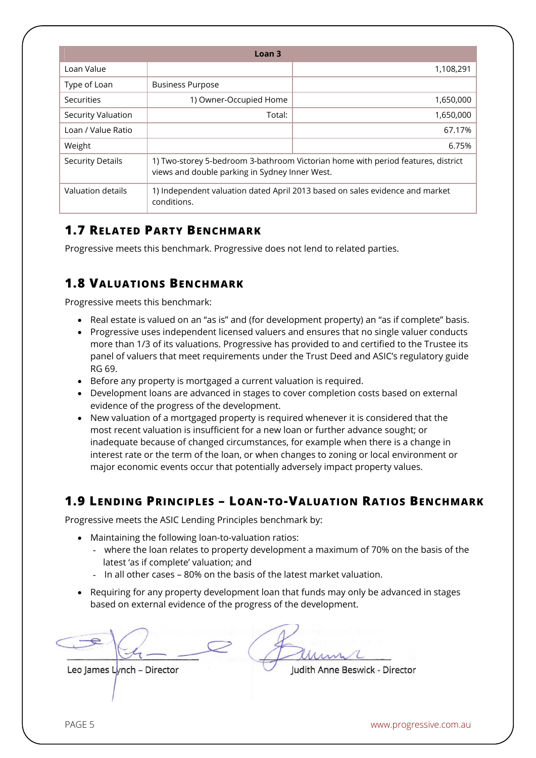| Loan 3 | | |
|---|---|---|
| Loan Value | | 1,108,291 |
| Type of Loan | Business Purpose | |
| Securities | 1) Owner-Occupied Home | 1,650,000 |
| Security Valuation | Total: | 1,650,000 |
| Loan / Value Ratio | | 67.17% |
| Weight | | 6.75% |
| Security Details | 1) Two-storey 5-bedroom 3-bathroom Victorian home with period features, district views and double parking in Sydney Inner West. | |
| Valuation details | 1) Independent valuation dated April 2013 based on sales evidence and market conditions. | |

## 1.7 Related Party Benchmark

Progressive meets this benchmark. Progressive does not lend to related parties.

## 1.8 Valuations Benchmark

Progressive meets this benchmark:

- Real estate is valued on an "as is" and (for development property) an "as if complete" basis.
- Progressive uses independent licensed valuers and ensures that no single valuer conducts more than 1/3 of its valuations. Progressive has provided to and certified to the Trustee its panel of valuers that meet requirements under the Trust Deed and ASIC's regulatory guide RG 69.
- Before any property is mortgaged a current valuation is required.
- Development loans are advanced in stages to cover completion costs based on external evidence of the progress of the development.
- New valuation of a mortgaged property is required whenever it is considered that the most recent valuation is insufficient for a new loan or further advance sought; or inadequate because of changed circumstances, for example when there is a change in interest rate or the term of the loan, or when changes to zoning or local environment or major economic events occur that potentially adversely impact property values.

## 1.9 Lending Principles – Loan-to-Valuation Ratios Benchmark

Progressive meets the ASIC Lending Principles benchmark by:

- Maintaining the following loan-to-valuation ratios:
  - where the loan relates to property development a maximum of 70% on the basis of the latest 'as if complete' valuation; and
  - In all other cases – 80% on the basis of the latest market valuation.
- Requiring for any property development loan that funds may only be advanced in stages based on external evidence of the progress of the development.

Leo James Lynch – Director

Judith Anne Beswick - Director

www.progressive.com.au